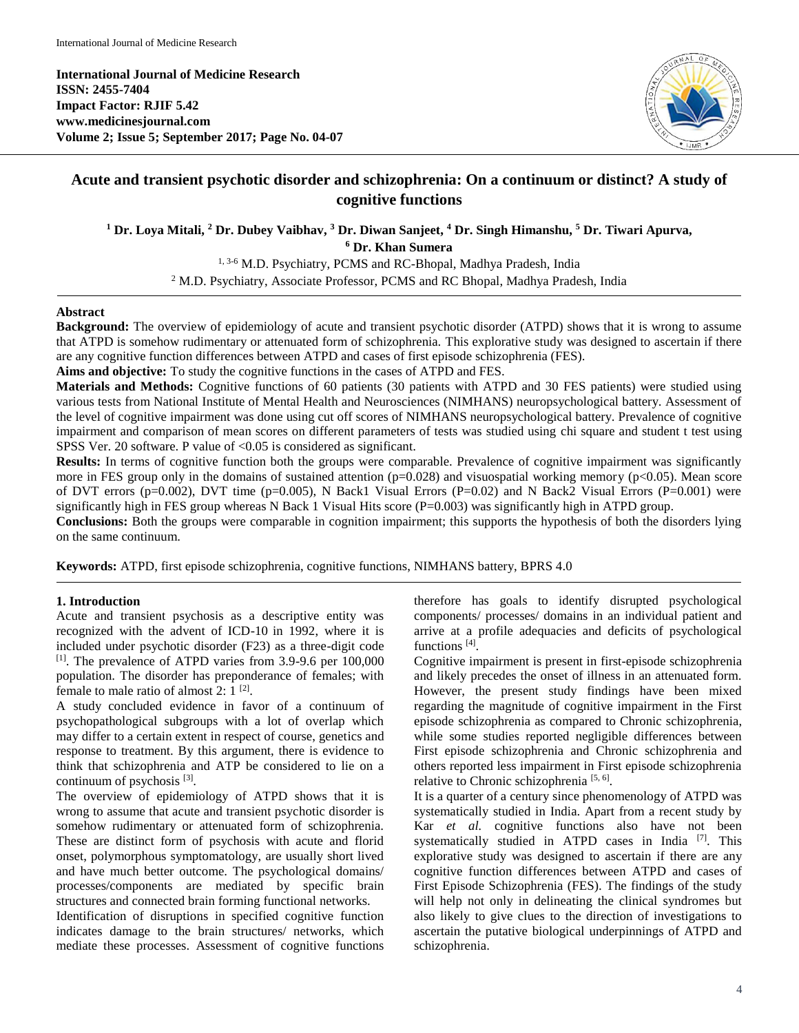**International Journal of Medicine Research**
**ISSN: 2455-7404**
**Impact Factor: RJIF 5.42**
**www.medicinesjournal.com**
**Volume 2; Issue 5; September 2017; Page No. 04-07**

# Acute and transient psychotic disorder and schizophrenia: On a continuum or distinct? A study of cognitive functions

**[1] Dr. Loya Mitali, [2] Dr. Dubey Vaibhav, [3] Dr. Diwan Sanjeet, [4] Dr. Singh Himanshu, [5] Dr. Tiwari Apurva, [6] Dr. Khan Sumera**

[1, 3-6] M.D. Psychiatry, PCMS and RC-Bhopal, Madhya Pradesh, India

[2] M.D. Psychiatry, Associate Professor, PCMS and RC Bhopal, Madhya Pradesh, India

## Abstract

**Background:** The overview of epidemiology of acute and transient psychotic disorder (ATPD) shows that it is wrong to assume that ATPD is somehow rudimentary or attenuated form of schizophrenia. This explorative study was designed to ascertain if there are any cognitive function differences between ATPD and cases of first episode schizophrenia (FES).

**Aims and objective:** To study the cognitive functions in the cases of ATPD and FES.

**Materials and Methods:** Cognitive functions of 60 patients (30 patients with ATPD and 30 FES patients) were studied using various tests from National Institute of Mental Health and Neurosciences (NIMHANS) neuropsychological battery. Assessment of the level of cognitive impairment was done using cut off scores of NIMHANS neuropsychological battery. Prevalence of cognitive impairment and comparison of mean scores on different parameters of tests was studied using chi square and student t test using SPSS Ver. 20 software. P value of <0.05 is considered as significant.

**Results:** In terms of cognitive function both the groups were comparable. Prevalence of cognitive impairment was significantly more in FES group only in the domains of sustained attention (p=0.028) and visuospatial working memory (p<0.05). Mean score of DVT errors (p=0.002), DVT time (p=0.005), N Back1 Visual Errors (P=0.02) and N Back2 Visual Errors (P=0.001) were significantly high in FES group whereas N Back 1 Visual Hits score (P=0.003) was significantly high in ATPD group.

**Conclusions:** Both the groups were comparable in cognition impairment; this supports the hypothesis of both the disorders lying on the same continuum.

**Keywords:** ATPD, first episode schizophrenia, cognitive functions, NIMHANS battery, BPRS 4.0

## 1. Introduction

Acute and transient psychosis as a descriptive entity was recognized with the advent of ICD-10 in 1992, where it is included under psychotic disorder (F23) as a three-digit code [1]. The prevalence of ATPD varies from 3.9-9.6 per 100,000 population. The disorder has preponderance of females; with female to male ratio of almost 2: 1 [2].

A study concluded evidence in favor of a continuum of psychopathological subgroups with a lot of overlap which may differ to a certain extent in respect of course, genetics and response to treatment. By this argument, there is evidence to think that schizophrenia and ATP be considered to lie on a continuum of psychosis [3].

The overview of epidemiology of ATPD shows that it is wrong to assume that acute and transient psychotic disorder is somehow rudimentary or attenuated form of schizophrenia. These are distinct form of psychosis with acute and florid onset, polymorphous symptomatology, are usually short lived and have much better outcome. The psychological domains/ processes/components are mediated by specific brain structures and connected brain forming functional networks.

Identification of disruptions in specified cognitive function indicates damage to the brain structures/ networks, which mediate these processes. Assessment of cognitive functions therefore has goals to identify disrupted psychological components/ processes/ domains in an individual patient and arrive at a profile adequacies and deficits of psychological functions [4].

Cognitive impairment is present in first-episode schizophrenia and likely precedes the onset of illness in an attenuated form. However, the present study findings have been mixed regarding the magnitude of cognitive impairment in the First episode schizophrenia as compared to Chronic schizophrenia, while some studies reported negligible differences between First episode schizophrenia and Chronic schizophrenia and others reported less impairment in First episode schizophrenia relative to Chronic schizophrenia [5, 6].

It is a quarter of a century since phenomenology of ATPD was systematically studied in India. Apart from a recent study by Kar *et al.* cognitive functions also have not been systematically studied in ATPD cases in India [7]. This explorative study was designed to ascertain if there are any cognitive function differences between ATPD and cases of First Episode Schizophrenia (FES). The findings of the study will help not only in delineating the clinical syndromes but also likely to give clues to the direction of investigations to ascertain the putative biological underpinnings of ATPD and schizophrenia.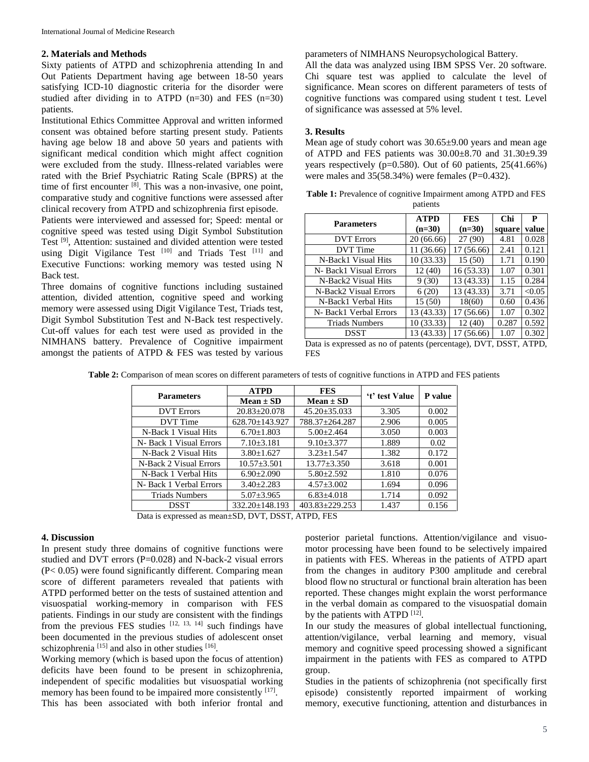## 2. Materials and Methods

Sixty patients of ATPD and schizophrenia attending In and Out Patients Department having age between 18-50 years satisfying ICD-10 diagnostic criteria for the disorder were studied after dividing in to ATPD (n=30) and FES (n=30) patients.

Institutional Ethics Committee Approval and written informed consent was obtained before starting present study. Patients having age below 18 and above 50 years and patients with significant medical condition which might affect cognition were excluded from the study. Illness-related variables were rated with the Brief Psychiatric Rating Scale (BPRS) at the time of first encounter [8]. This was a non-invasive, one point, comparative study and cognitive functions were assessed after clinical recovery from ATPD and schizophrenia first episode.

Patients were interviewed and assessed for; Speed: mental or cognitive speed was tested using Digit Symbol Substitution Test [9], Attention: sustained and divided attention were tested using Digit Vigilance Test [10] and Triads Test [11] and Executive Functions: working memory was tested using N Back test.

Three domains of cognitive functions including sustained attention, divided attention, cognitive speed and working memory were assessed using Digit Vigilance Test, Triads test, Digit Symbol Substitution Test and N-Back test respectively. Cut-off values for each test were used as provided in the NIMHANS battery. Prevalence of Cognitive impairment amongst the patients of ATPD & FES was tested by various parameters of NIMHANS Neuropsychological Battery.

All the data was analyzed using IBM SPSS Ver. 20 software. Chi square test was applied to calculate the level of significance. Mean scores on different parameters of tests of cognitive functions was compared using student t test. Level of significance was assessed at 5% level.

## 3. Results

Mean age of study cohort was 30.65±9.00 years and mean age of ATPD and FES patients was 30.00±8.70 and 31.30±9.39 years respectively (p=0.580). Out of 60 patients, 25(41.66%) were males and 35(58.34%) were females (P=0.432).

**Table 1:** Prevalence of cognitive Impairment among ATPD and FES patients

| Parameters | ATPD (n=30) | FES (n=30) | Chi square | P value |
|---|---|---|---|---|
| DVT Errors | 20 (66.66) | 27 (90) | 4.81 | 0.028 |
| DVT Time | 11 (36.66) | 17 (56.66) | 2.41 | 0.121 |
| N-Back1 Visual Hits | 10 (33.33) | 15 (50) | 1.71 | 0.190 |
| N- Back1 Visual Errors | 12 (40) | 16 (53.33) | 1.07 | 0.301 |
| N-Back2 Visual Hits | 9 (30) | 13 (43.33) | 1.15 | 0.284 |
| N-Back2 Visual Errors | 6 (20) | 13 (43.33) | 3.71 | <0.05 |
| N-Back1 Verbal Hits | 15 (50) | 18(60) | 0.60 | 0.436 |
| N- Back1 Verbal Errors | 13 (43.33) | 17 (56.66) | 1.07 | 0.302 |
| Triads Numbers | 10 (33.33) | 12 (40) | 0.287 | 0.592 |
| DSST | 13 (43.33) | 17 (56.66) | 1.07 | 0.302 |

Data is expressed as no of patents (percentage), DVT, DSST, ATPD, FES

**Table 2:** Comparison of mean scores on different parameters of tests of cognitive functions in ATPD and FES patients

| Parameters | ATPD | FES | 't' test Value | P value |
|---|---|---|---|---|
| | Mean ± SD | Mean ± SD | | |
| DVT Errors | 20.83±20.078 | 45.20±35.033 | 3.305 | 0.002 |
| DVT Time | 628.70±143.927 | 788.37±264.287 | 2.906 | 0.005 |
| N-Back 1 Visual Hits | 6.70±1.803 | 5.00±2.464 | 3.050 | 0.003 |
| N- Back 1 Visual Errors | 7.10±3.181 | 9.10±3.377 | 1.889 | 0.02 |
| N-Back 2 Visual Hits | 3.80±1.627 | 3.23±1.547 | 1.382 | 0.172 |
| N-Back 2 Visual Errors | 10.57±3.501 | 13.77±3.350 | 3.618 | 0.001 |
| N-Back 1 Verbal Hits | 6.90±2.090 | 5.80±2.592 | 1.810 | 0.076 |
| N- Back 1 Verbal Errors | 3.40±2.283 | 4.57±3.002 | 1.694 | 0.096 |
| Triads Numbers | 5.07±3.965 | 6.83±4.018 | 1.714 | 0.092 |
| DSST | 332.20±148.193 | 403.83±229.253 | 1.437 | 0.156 |

Data is expressed as mean±SD, DVT, DSST, ATPD, FES

## 4. Discussion

In present study three domains of cognitive functions were studied and DVT errors (P=0.028) and N-back-2 visual errors (P< 0.05) were found significantly different. Comparing mean score of different parameters revealed that patients with ATPD performed better on the tests of sustained attention and visuospatial working-memory in comparison with FES patients. Findings in our study are consistent with the findings from the previous FES studies [12, 13, 14] such findings have been documented in the previous studies of adolescent onset schizophrenia [15] and also in other studies [16].

Working memory (which is based upon the focus of attention) deficits have been found to be present in schizophrenia, independent of specific modalities but visuospatial working memory has been found to be impaired more consistently [17].

This has been associated with both inferior frontal and posterior parietal functions. Attention/vigilance and visuo-motor processing have been found to be selectively impaired in patients with FES. Whereas in the patients of ATPD apart from the changes in auditory P300 amplitude and cerebral blood flow no structural or functional brain alteration has been reported. These changes might explain the worst performance in the verbal domain as compared to the visuospatial domain by the patients with ATPD [12].

In our study the measures of global intellectual functioning, attention/vigilance, verbal learning and memory, visual memory and cognitive speed processing showed a significant impairment in the patients with FES as compared to ATPD group.

Studies in the patients of schizophrenia (not specifically first episode) consistently reported impairment of working memory, executive functioning, attention and disturbances in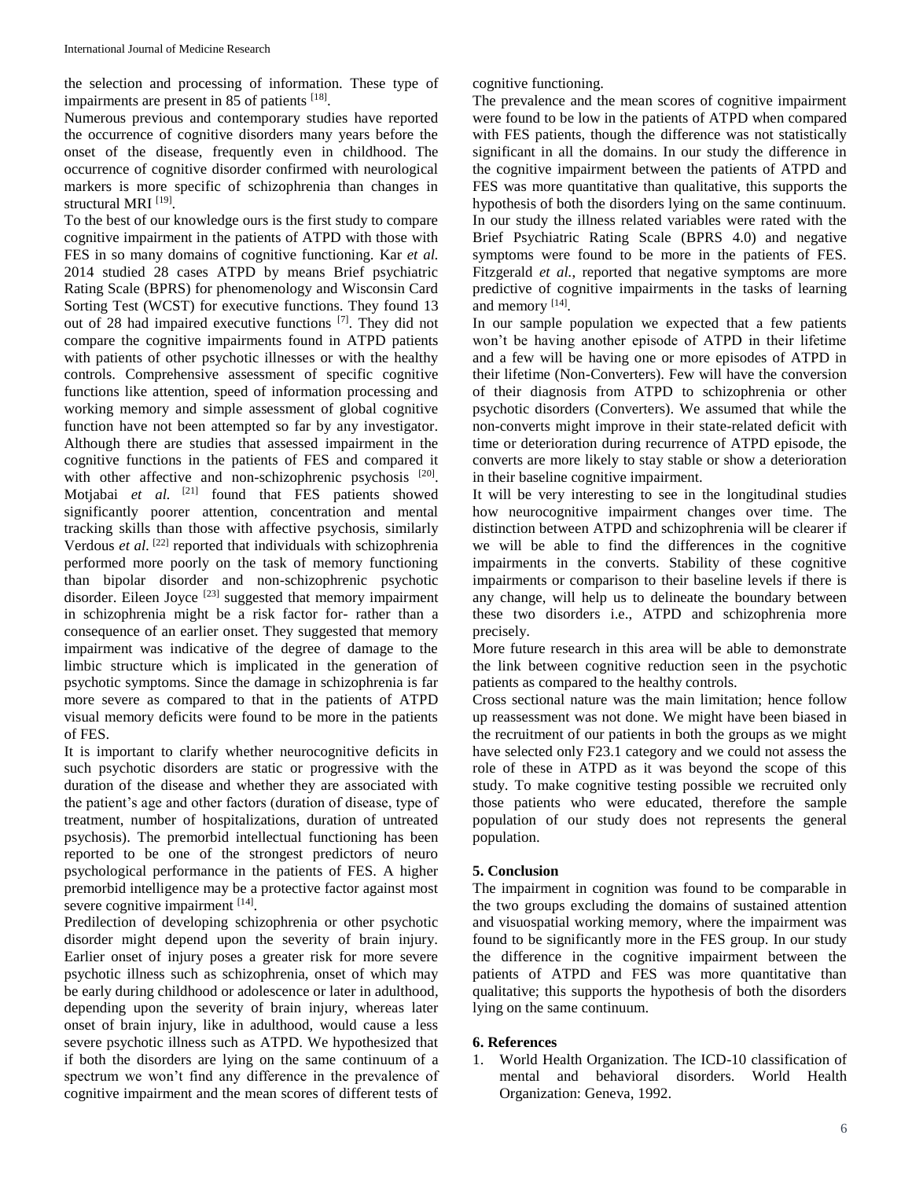the selection and processing of information. These type of impairments are present in 85 of patients [18].

Numerous previous and contemporary studies have reported the occurrence of cognitive disorders many years before the onset of the disease, frequently even in childhood. The occurrence of cognitive disorder confirmed with neurological markers is more specific of schizophrenia than changes in structural MRI [19].

To the best of our knowledge ours is the first study to compare cognitive impairment in the patients of ATPD with those with FES in so many domains of cognitive functioning. Kar *et al.* 2014 studied 28 cases ATPD by means Brief psychiatric Rating Scale (BPRS) for phenomenology and Wisconsin Card Sorting Test (WCST) for executive functions. They found 13 out of 28 had impaired executive functions [7]. They did not compare the cognitive impairments found in ATPD patients with patients of other psychotic illnesses or with the healthy controls. Comprehensive assessment of specific cognitive functions like attention, speed of information processing and working memory and simple assessment of global cognitive function have not been attempted so far by any investigator. Although there are studies that assessed impairment in the cognitive functions in the patients of FES and compared it with other affective and non-schizophrenic psychosis [20]. Motjabai *et al.* [21] found that FES patients showed significantly poorer attention, concentration and mental tracking skills than those with affective psychosis, similarly Verdous *et al.* [22] reported that individuals with schizophrenia performed more poorly on the task of memory functioning than bipolar disorder and non-schizophrenic psychotic disorder. Eileen Joyce [23] suggested that memory impairment in schizophrenia might be a risk factor for- rather than a consequence of an earlier onset. They suggested that memory impairment was indicative of the degree of damage to the limbic structure which is implicated in the generation of psychotic symptoms. Since the damage in schizophrenia is far more severe as compared to that in the patients of ATPD visual memory deficits were found to be more in the patients of FES.

It is important to clarify whether neurocognitive deficits in such psychotic disorders are static or progressive with the duration of the disease and whether they are associated with the patient's age and other factors (duration of disease, type of treatment, number of hospitalizations, duration of untreated psychosis). The premorbid intellectual functioning has been reported to be one of the strongest predictors of neuro psychological performance in the patients of FES. A higher premorbid intelligence may be a protective factor against most severe cognitive impairment [14].

Predilection of developing schizophrenia or other psychotic disorder might depend upon the severity of brain injury. Earlier onset of injury poses a greater risk for more severe psychotic illness such as schizophrenia, onset of which may be early during childhood or adolescence or later in adulthood, depending upon the severity of brain injury, whereas later onset of brain injury, like in adulthood, would cause a less severe psychotic illness such as ATPD. We hypothesized that if both the disorders are lying on the same continuum of a spectrum we won't find any difference in the prevalence of cognitive impairment and the mean scores of different tests of cognitive functioning.

The prevalence and the mean scores of cognitive impairment were found to be low in the patients of ATPD when compared with FES patients, though the difference was not statistically significant in all the domains. In our study the difference in the cognitive impairment between the patients of ATPD and FES was more quantitative than qualitative, this supports the hypothesis of both the disorders lying on the same continuum.

In our study the illness related variables were rated with the Brief Psychiatric Rating Scale (BPRS 4.0) and negative symptoms were found to be more in the patients of FES. Fitzgerald *et al.*, reported that negative symptoms are more predictive of cognitive impairments in the tasks of learning and memory [14].

In our sample population we expected that a few patients won't be having another episode of ATPD in their lifetime and a few will be having one or more episodes of ATPD in their lifetime (Non-Converters). Few will have the conversion of their diagnosis from ATPD to schizophrenia or other psychotic disorders (Converters). We assumed that while the non-converts might improve in their state-related deficit with time or deterioration during recurrence of ATPD episode, the converts are more likely to stay stable or show a deterioration in their baseline cognitive impairment.

It will be very interesting to see in the longitudinal studies how neurocognitive impairment changes over time. The distinction between ATPD and schizophrenia will be clearer if we will be able to find the differences in the cognitive impairments in the converts. Stability of these cognitive impairments or comparison to their baseline levels if there is any change, will help us to delineate the boundary between these two disorders i.e., ATPD and schizophrenia more precisely.

More future research in this area will be able to demonstrate the link between cognitive reduction seen in the psychotic patients as compared to the healthy controls.

Cross sectional nature was the main limitation; hence follow up reassessment was not done. We might have been biased in the recruitment of our patients in both the groups as we might have selected only F23.1 category and we could not assess the role of these in ATPD as it was beyond the scope of this study. To make cognitive testing possible we recruited only those patients who were educated, therefore the sample population of our study does not represents the general population.

## 5. Conclusion

The impairment in cognition was found to be comparable in the two groups excluding the domains of sustained attention and visuospatial working memory, where the impairment was found to be significantly more in the FES group. In our study the difference in the cognitive impairment between the patients of ATPD and FES was more quantitative than qualitative; this supports the hypothesis of both the disorders lying on the same continuum.

## 6. References

1. World Health Organization. The ICD-10 classification of mental and behavioral disorders. World Health Organization: Geneva, 1992.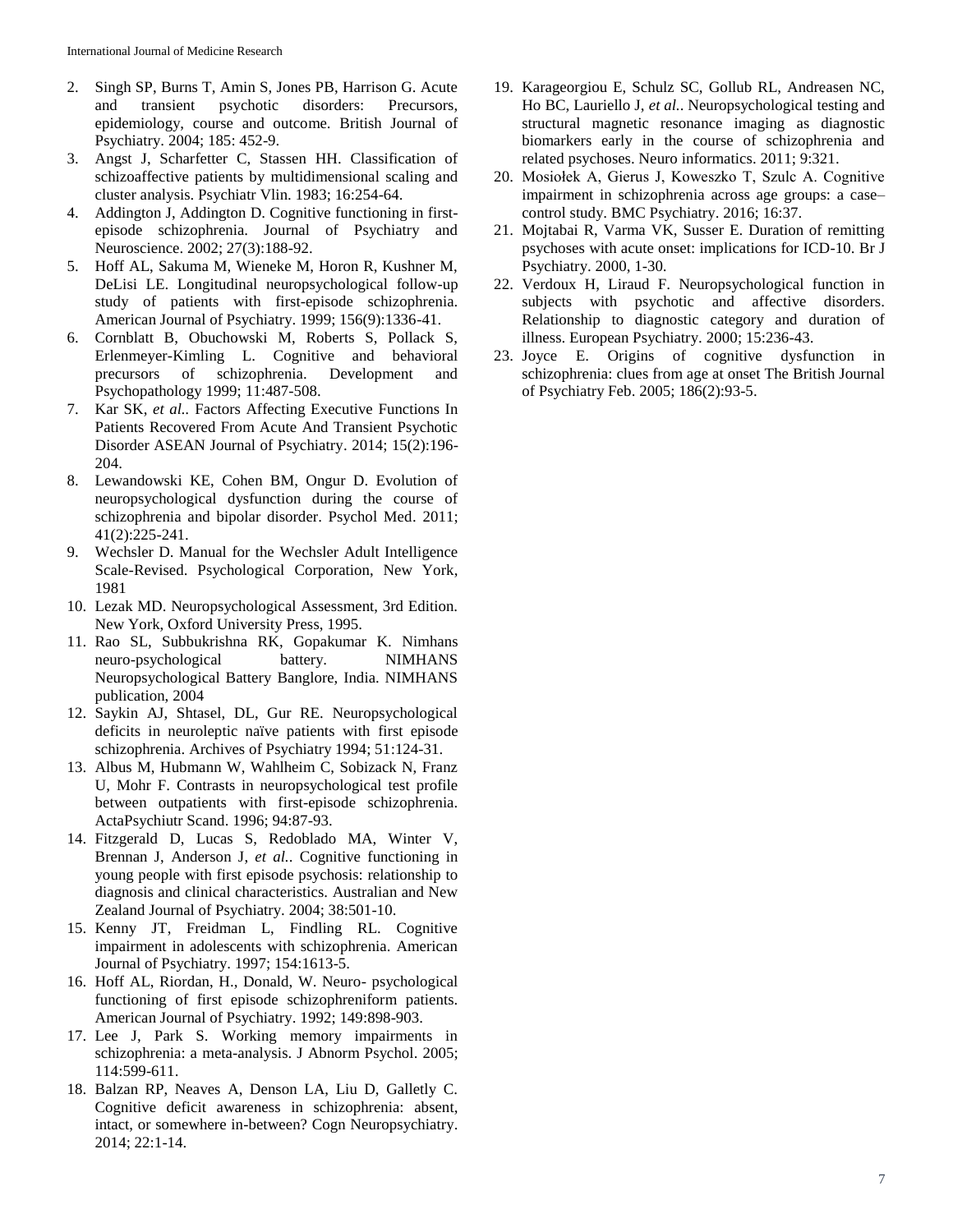2. Singh SP, Burns T, Amin S, Jones PB, Harrison G. Acute and transient psychotic disorders: Precursors, epidemiology, course and outcome. British Journal of Psychiatry. 2004; 185: 452-9.
3. Angst J, Scharfetter C, Stassen HH. Classification of schizoaffective patients by multidimensional scaling and cluster analysis. Psychiatr Vlin. 1983; 16:254-64.
4. Addington J, Addington D. Cognitive functioning in first-episode schizophrenia. Journal of Psychiatry and Neuroscience. 2002; 27(3):188-92.
5. Hoff AL, Sakuma M, Wieneke M, Horon R, Kushner M, DeLisi LE. Longitudinal neuropsychological follow-up study of patients with first-episode schizophrenia. American Journal of Psychiatry. 1999; 156(9):1336-41.
6. Cornblatt B, Obuchowski M, Roberts S, Pollack S, Erlenmeyer-Kimling L. Cognitive and behavioral precursors of schizophrenia. Development and Psychopathology 1999; 11:487-508.
7. Kar SK, *et al.*. Factors Affecting Executive Functions In Patients Recovered From Acute And Transient Psychotic Disorder ASEAN Journal of Psychiatry. 2014; 15(2):196-204.
8. Lewandowski KE, Cohen BM, Ongur D. Evolution of neuropsychological dysfunction during the course of schizophrenia and bipolar disorder. Psychol Med. 2011; 41(2):225-241.
9. Wechsler D. Manual for the Wechsler Adult Intelligence Scale-Revised. Psychological Corporation, New York, 1981
10. Lezak MD. Neuropsychological Assessment, 3rd Edition. New York, Oxford University Press, 1995.
11. Rao SL, Subbukrishna RK, Gopakumar K. Nimhans neuro-psychological battery. NIMHANS Neuropsychological Battery Banglore, India. NIMHANS publication, 2004
12. Saykin AJ, Shtasel, DL, Gur RE. Neuropsychological deficits in neuroleptic naïve patients with first episode schizophrenia. Archives of Psychiatry 1994; 51:124-31.
13. Albus M, Hubmann W, Wahlheim C, Sobizack N, Franz U, Mohr F. Contrasts in neuropsychological test profile between outpatients with first-episode schizophrenia. ActaPsychiutr Scand. 1996; 94:87-93.
14. Fitzgerald D, Lucas S, Redoblado MA, Winter V, Brennan J, Anderson J, *et al.*. Cognitive functioning in young people with first episode psychosis: relationship to diagnosis and clinical characteristics. Australian and New Zealand Journal of Psychiatry. 2004; 38:501-10.
15. Kenny JT, Freidman L, Findling RL. Cognitive impairment in adolescents with schizophrenia. American Journal of Psychiatry. 1997; 154:1613-5.
16. Hoff AL, Riordan, H., Donald, W. Neuro- psychological functioning of first episode schizophreniform patients. American Journal of Psychiatry. 1992; 149:898-903.
17. Lee J, Park S. Working memory impairments in schizophrenia: a meta-analysis. J Abnorm Psychol. 2005; 114:599-611.
18. Balzan RP, Neaves A, Denson LA, Liu D, Galletly C. Cognitive deficit awareness in schizophrenia: absent, intact, or somewhere in-between? Cogn Neuropsychiatry. 2014; 22:1-14.
19. Karageorgiou E, Schulz SC, Gollub RL, Andreasen NC, Ho BC, Lauriello J, *et al.*. Neuropsychological testing and structural magnetic resonance imaging as diagnostic biomarkers early in the course of schizophrenia and related psychoses. Neuro informatics. 2011; 9:321.
20. Mosiołek A, Gierus J, Koweszko T, Szulc A. Cognitive impairment in schizophrenia across age groups: a case–control study. BMC Psychiatry. 2016; 16:37.
21. Mojtabai R, Varma VK, Susser E. Duration of remitting psychoses with acute onset: implications for ICD-10. Br J Psychiatry. 2000, 1-30.
22. Verdoux H, Liraud F. Neuropsychological function in subjects with psychotic and affective disorders. Relationship to diagnostic category and duration of illness. European Psychiatry. 2000; 15:236-43.
23. Joyce E. Origins of cognitive dysfunction in schizophrenia: clues from age at onset The British Journal of Psychiatry Feb. 2005; 186(2):93-5.